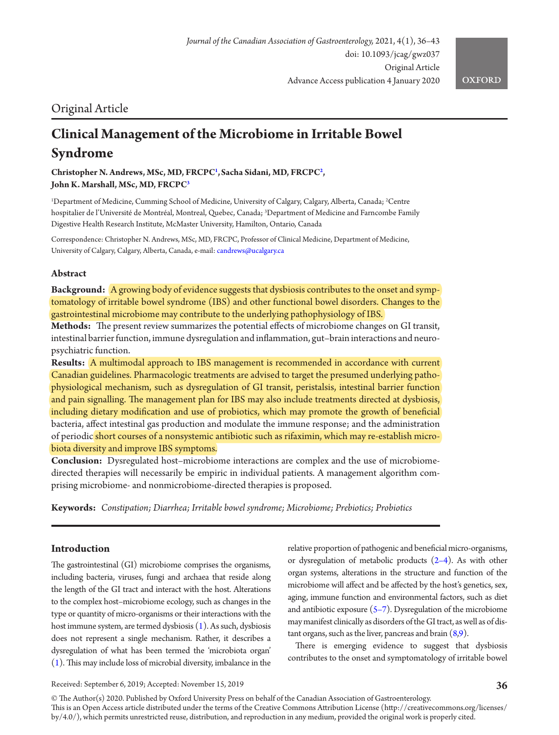Original Article

# Clinical Management of the Microbiome in Irritable Bowel Syndrome

**Christopher N. Andrews, MSc, MD, FRCPC[1], Sacha Sidani, MD, FRCPC[2], John K. Marshall, MSc, MD, FRCPC[3]**

[1]Department of Medicine, Cumming School of Medicine, University of Calgary, Calgary, Alberta, Canada; [2]Centre hospitalier de l'Université de Montréal, Montreal, Quebec, Canada; [3]Department of Medicine and Farncombe Family Digestive Health Research Institute, McMaster University, Hamilton, Ontario, Canada

Correspondence: Christopher N. Andrews, MSc, MD, FRCPC, Professor of Clinical Medicine, Department of Medicine, University of Calgary, Calgary, Alberta, Canada, e-mail: candrews@ucalgary.ca

## Abstract

**Background:** A growing body of evidence suggests that dysbiosis contributes to the onset and symptomatology of irritable bowel syndrome (IBS) and other functional bowel disorders. Changes to the gastrointestinal microbiome may contribute to the underlying pathophysiology of IBS.

**Methods:** The present review summarizes the potential effects of microbiome changes on GI transit, intestinal barrier function, immune dysregulation and inflammation, gut–brain interactions and neuropsychiatric function.

**Results:** A multimodal approach to IBS management is recommended in accordance with current Canadian guidelines. Pharmacologic treatments are advised to target the presumed underlying pathophysiological mechanism, such as dysregulation of GI transit, peristalsis, intestinal barrier function and pain signalling. The management plan for IBS may also include treatments directed at dysbiosis, including dietary modification and use of probiotics, which may promote the growth of beneficial bacteria, affect intestinal gas production and modulate the immune response; and the administration of periodic short courses of a nonsystemic antibiotic such as rifaximin, which may re-establish microbiota diversity and improve IBS symptoms.

**Conclusion:** Dysregulated host–microbiome interactions are complex and the use of microbiome-directed therapies will necessarily be empiric in individual patients. A management algorithm comprising microbiome- and nonmicrobiome-directed therapies is proposed.

**Keywords:** *Constipation; Diarrhea; Irritable bowel syndrome; Microbiome; Prebiotics; Probiotics*

## Introduction

The gastrointestinal (GI) microbiome comprises the organisms, including bacteria, viruses, fungi and archaea that reside along the length of the GI tract and interact with the host. Alterations to the complex host–microbiome ecology, such as changes in the type or quantity of micro-organisms or their interactions with the host immune system, are termed dysbiosis (1). As such, dysbiosis does not represent a single mechanism. Rather, it describes a dysregulation of what has been termed the 'microbiota organ' (1). This may include loss of microbial diversity, imbalance in the relative proportion of pathogenic and beneficial micro-organisms, or dysregulation of metabolic products (2–4). As with other organ systems, alterations in the structure and function of the microbiome will affect and be affected by the host's genetics, sex, aging, immune function and environmental factors, such as diet and antibiotic exposure (5–7). Dysregulation of the microbiome may manifest clinically as disorders of the GI tract, as well as of distant organs, such as the liver, pancreas and brain (8,9).

There is emerging evidence to suggest that dysbiosis contributes to the onset and symptomatology of irritable bowel

Received: September 6, 2019; Accepted: November 15, 2019

© The Author(s) 2020. Published by Oxford University Press on behalf of the Canadian Association of Gastroenterology.
This is an Open Access article distributed under the terms of the Creative Commons Attribution License (http://creativecommons.org/licenses/by/4.0/), which permits unrestricted reuse, distribution, and reproduction in any medium, provided the original work is properly cited.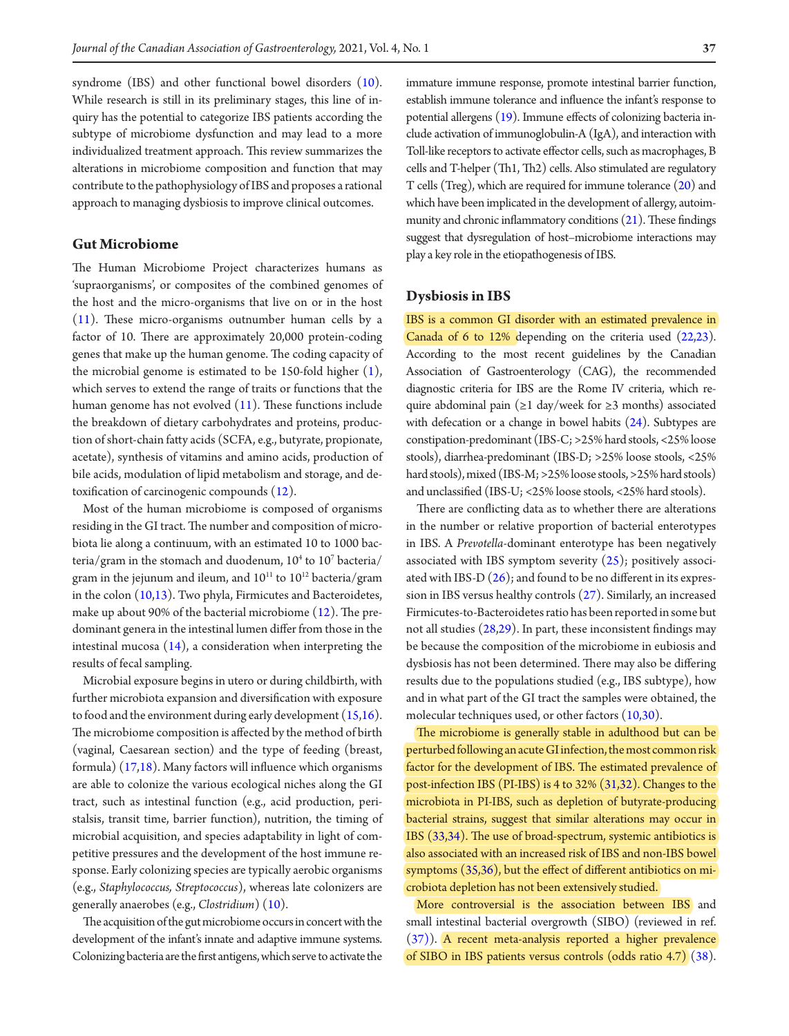syndrome (IBS) and other functional bowel disorders (10). While research is still in its preliminary stages, this line of inquiry has the potential to categorize IBS patients according the subtype of microbiome dysfunction and may lead to a more individualized treatment approach. This review summarizes the alterations in microbiome composition and function that may contribute to the pathophysiology of IBS and proposes a rational approach to managing dysbiosis to improve clinical outcomes.

## Gut Microbiome

The Human Microbiome Project characterizes humans as 'supraorganisms', or composites of the combined genomes of the host and the micro-organisms that live on or in the host (11). These micro-organisms outnumber human cells by a factor of 10. There are approximately 20,000 protein-coding genes that make up the human genome. The coding capacity of the microbial genome is estimated to be 150-fold higher (1), which serves to extend the range of traits or functions that the human genome has not evolved (11). These functions include the breakdown of dietary carbohydrates and proteins, production of short-chain fatty acids (SCFA, e.g., butyrate, propionate, acetate), synthesis of vitamins and amino acids, production of bile acids, modulation of lipid metabolism and storage, and detoxification of carcinogenic compounds (12).

Most of the human microbiome is composed of organisms residing in the GI tract. The number and composition of microbiota lie along a continuum, with an estimated 10 to 1000 bacteria/gram in the stomach and duodenum, $10^4$ to $10^7$ bacteria/gram in the jejunum and ileum, and $10^{11}$ to $10^{12}$ bacteria/gram in the colon (10,13). Two phyla, Firmicutes and Bacteroidetes, make up about 90% of the bacterial microbiome (12). The predominant genera in the intestinal lumen differ from those in the intestinal mucosa (14), a consideration when interpreting the results of fecal sampling.

Microbial exposure begins in utero or during childbirth, with further microbiota expansion and diversification with exposure to food and the environment during early development (15,16). The microbiome composition is affected by the method of birth (vaginal, Caesarean section) and the type of feeding (breast, formula) (17,18). Many factors will influence which organisms are able to colonize the various ecological niches along the GI tract, such as intestinal function (e.g., acid production, peristalsis, transit time, barrier function), nutrition, the timing of microbial acquisition, and species adaptability in light of competitive pressures and the development of the host immune response. Early colonizing species are typically aerobic organisms (e.g., *Staphylococcus, Streptococcus*), whereas late colonizers are generally anaerobes (e.g., *Clostridium*) (10).

The acquisition of the gut microbiome occurs in concert with the development of the infant's innate and adaptive immune systems. Colonizing bacteria are the first antigens, which serve to activate the immature immune response, promote intestinal barrier function, establish immune tolerance and influence the infant's response to potential allergens (19). Immune effects of colonizing bacteria include activation of immunoglobulin-A (IgA), and interaction with Toll-like receptors to activate effector cells, such as macrophages, B cells and T-helper (Th1, Th2) cells. Also stimulated are regulatory T cells (Treg), which are required for immune tolerance (20) and which have been implicated in the development of allergy, autoimmunity and chronic inflammatory conditions (21). These findings suggest that dysregulation of host–microbiome interactions may play a key role in the etiopathogenesis of IBS.

## Dysbiosis in IBS

IBS is a common GI disorder with an estimated prevalence in Canada of 6 to 12% depending on the criteria used (22,23). According to the most recent guidelines by the Canadian Association of Gastroenterology (CAG), the recommended diagnostic criteria for IBS are the Rome IV criteria, which require abdominal pain (≥1 day/week for ≥3 months) associated with defecation or a change in bowel habits (24). Subtypes are constipation-predominant (IBS-C; >25% hard stools, <25% loose stools), diarrhea-predominant (IBS-D; >25% loose stools, <25% hard stools), mixed (IBS-M; >25% loose stools, >25% hard stools) and unclassified (IBS-U; <25% loose stools, <25% hard stools).

There are conflicting data as to whether there are alterations in the number or relative proportion of bacterial enterotypes in IBS. A *Prevotella*-dominant enterotype has been negatively associated with IBS symptom severity (25); positively associated with IBS-D (26); and found to be no different in its expression in IBS versus healthy controls (27). Similarly, an increased Firmicutes-to-Bacteroidetes ratio has been reported in some but not all studies (28,29). In part, these inconsistent findings may be because the composition of the microbiome in eubiosis and dysbiosis has not been determined. There may also be differing results due to the populations studied (e.g., IBS subtype), how and in what part of the GI tract the samples were obtained, the molecular techniques used, or other factors (10,30).

The microbiome is generally stable in adulthood but can be perturbed following an acute GI infection, the most common risk factor for the development of IBS. The estimated prevalence of post-infection IBS (PI-IBS) is 4 to 32% (31,32). Changes to the microbiota in PI-IBS, such as depletion of butyrate-producing bacterial strains, suggest that similar alterations may occur in IBS (33,34). The use of broad-spectrum, systemic antibiotics is also associated with an increased risk of IBS and non-IBS bowel symptoms (35,36), but the effect of different antibiotics on microbiota depletion has not been extensively studied.

More controversial is the association between IBS and small intestinal bacterial overgrowth (SIBO) (reviewed in ref. (37)). A recent meta-analysis reported a higher prevalence of SIBO in IBS patients versus controls (odds ratio 4.7) (38).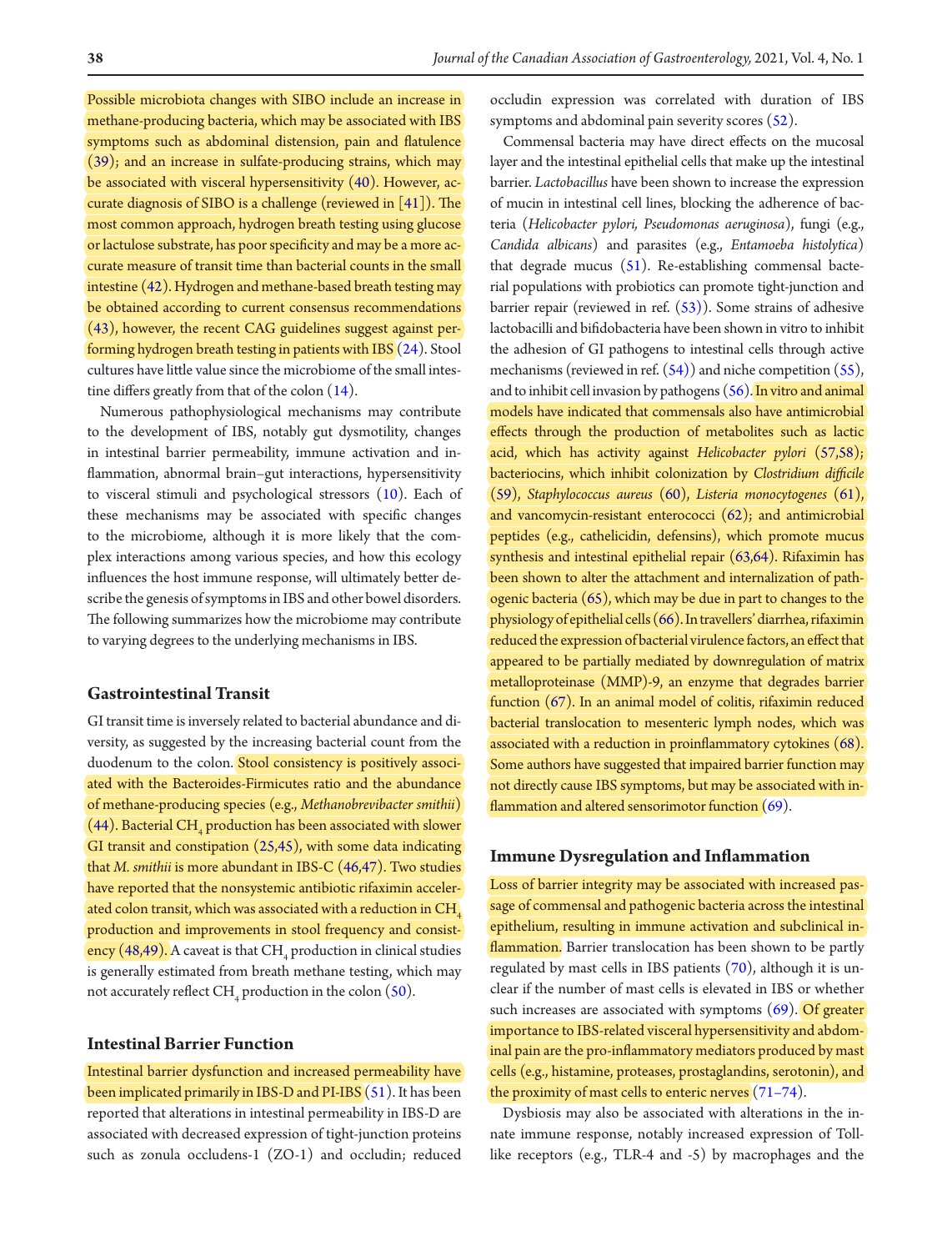Possible microbiota changes with SIBO include an increase in methane-producing bacteria, which may be associated with IBS symptoms such as abdominal distension, pain and flatulence (39); and an increase in sulfate-producing strains, which may be associated with visceral hypersensitivity (40). However, accurate diagnosis of SIBO is a challenge (reviewed in [41]). The most common approach, hydrogen breath testing using glucose or lactulose substrate, has poor specificity and may be a more accurate measure of transit time than bacterial counts in the small intestine (42). Hydrogen and methane-based breath testing may be obtained according to current consensus recommendations (43), however, the recent CAG guidelines suggest against performing hydrogen breath testing in patients with IBS (24). Stool cultures have little value since the microbiome of the small intestine differs greatly from that of the colon (14).

Numerous pathophysiological mechanisms may contribute to the development of IBS, notably gut dysmotility, changes in intestinal barrier permeability, immune activation and inflammation, abnormal brain–gut interactions, hypersensitivity to visceral stimuli and psychological stressors (10). Each of these mechanisms may be associated with specific changes to the microbiome, although it is more likely that the complex interactions among various species, and how this ecology influences the host immune response, will ultimately better describe the genesis of symptoms in IBS and other bowel disorders. The following summarizes how the microbiome may contribute to varying degrees to the underlying mechanisms in IBS.

## Gastrointestinal Transit

GI transit time is inversely related to bacterial abundance and diversity, as suggested by the increasing bacterial count from the duodenum to the colon. Stool consistency is positively associated with the Bacteroides-Firmicutes ratio and the abundance of methane-producing species (e.g., *Methanobrevibacter smithii*) (44). Bacterial $CH_4$ production has been associated with slower GI transit and constipation (25,45), with some data indicating that *M. smithii* is more abundant in IBS-C (46,47). Two studies have reported that the nonsystemic antibiotic rifaximin accelerated colon transit, which was associated with a reduction in $CH_4$ production and improvements in stool frequency and consistency (48,49). A caveat is that $CH_4$ production in clinical studies is generally estimated from breath methane testing, which may not accurately reflect $CH_4$ production in the colon (50).

## Intestinal Barrier Function

Intestinal barrier dysfunction and increased permeability have been implicated primarily in IBS-D and PI-IBS (51). It has been reported that alterations in intestinal permeability in IBS-D are associated with decreased expression of tight-junction proteins such as zonula occludens-1 (ZO-1) and occludin; reduced occludin expression was correlated with duration of IBS symptoms and abdominal pain severity scores (52).

Commensal bacteria may have direct effects on the mucosal layer and the intestinal epithelial cells that make up the intestinal barrier. *Lactobacillus* have been shown to increase the expression of mucin in intestinal cell lines, blocking the adherence of bacteria (*Helicobacter pylori, Pseudomonas aeruginosa*), fungi (e.g., *Candida albicans*) and parasites (e.g., *Entamoeba histolytica*) that degrade mucus (51). Re-establishing commensal bacterial populations with probiotics can promote tight-junction and barrier repair (reviewed in ref. (53)). Some strains of adhesive lactobacilli and bifidobacteria have been shown in vitro to inhibit the adhesion of GI pathogens to intestinal cells through active mechanisms (reviewed in ref. (54)) and niche competition (55), and to inhibit cell invasion by pathogens (56). In vitro and animal models have indicated that commensals also have antimicrobial effects through the production of metabolites such as lactic acid, which has activity against *Helicobacter pylori* (57,58); bacteriocins, which inhibit colonization by *Clostridium difficile* (59), *Staphylococcus aureus* (60), *Listeria monocytogenes* (61), and vancomycin-resistant enterococci (62); and antimicrobial peptides (e.g., cathelicidin, defensins), which promote mucus synthesis and intestinal epithelial repair (63,64). Rifaximin has been shown to alter the attachment and internalization of pathogenic bacteria (65), which may be due in part to changes to the physiology of epithelial cells (66). In travellers' diarrhea, rifaximin reduced the expression of bacterial virulence factors, an effect that appeared to be partially mediated by downregulation of matrix metalloproteinase (MMP)-9, an enzyme that degrades barrier function (67). In an animal model of colitis, rifaximin reduced bacterial translocation to mesenteric lymph nodes, which was associated with a reduction in proinflammatory cytokines (68). Some authors have suggested that impaired barrier function may not directly cause IBS symptoms, but may be associated with inflammation and altered sensorimotor function (69).

## Immune Dysregulation and Inflammation

Loss of barrier integrity may be associated with increased passage of commensal and pathogenic bacteria across the intestinal epithelium, resulting in immune activation and subclinical inflammation. Barrier translocation has been shown to be partly regulated by mast cells in IBS patients (70), although it is unclear if the number of mast cells is elevated in IBS or whether such increases are associated with symptoms (69). Of greater importance to IBS-related visceral hypersensitivity and abdominal pain are the pro-inflammatory mediators produced by mast cells (e.g., histamine, proteases, prostaglandins, serotonin), and the proximity of mast cells to enteric nerves (71–74).

Dysbiosis may also be associated with alterations in the innate immune response, notably increased expression of Toll-like receptors (e.g., TLR-4 and -5) by macrophages and the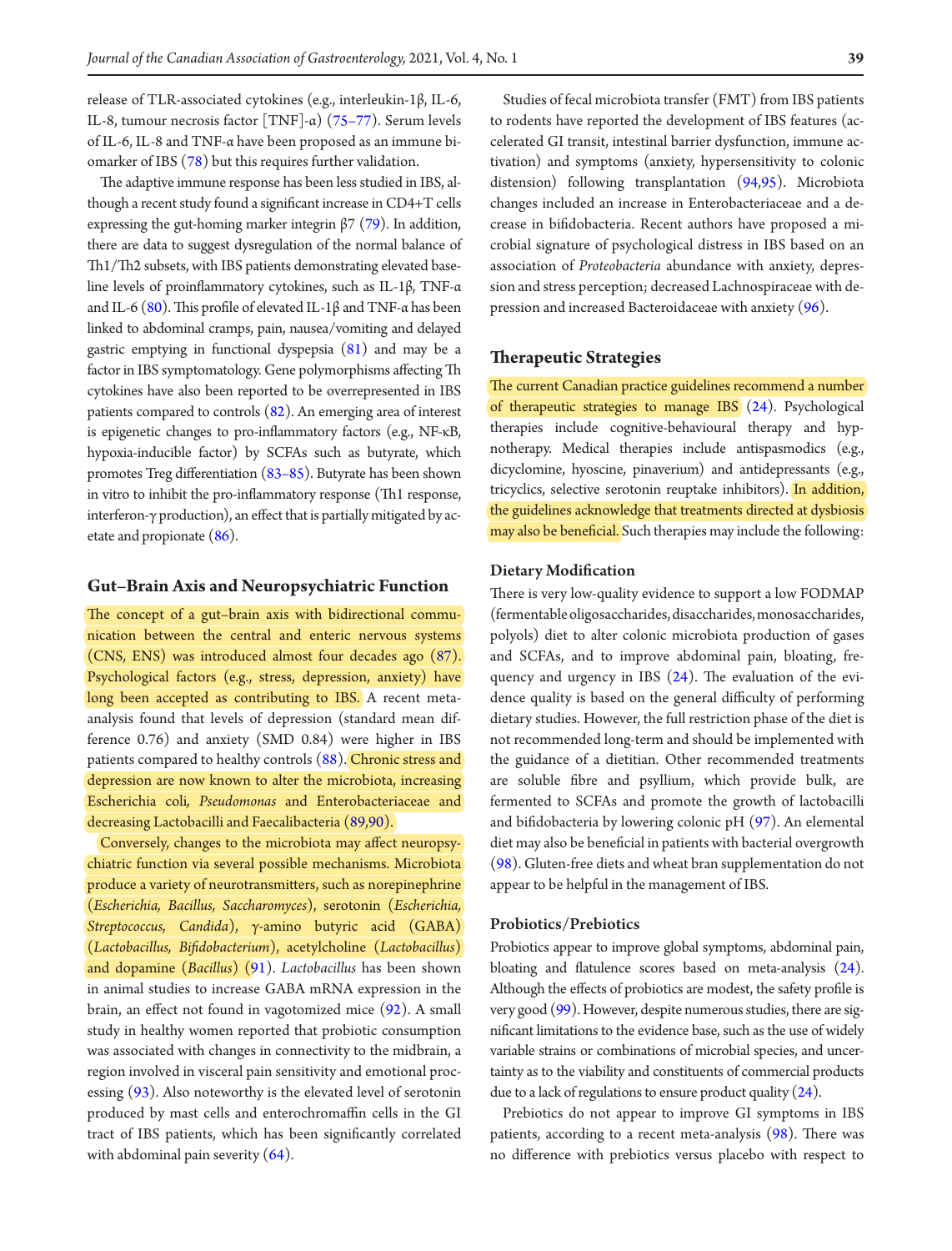release of TLR-associated cytokines (e.g., interleukin-1β, IL-6, IL-8, tumour necrosis factor [TNF]-α) (75–77). Serum levels of IL-6, IL-8 and TNF-α have been proposed as an immune biomarker of IBS (78) but this requires further validation.

The adaptive immune response has been less studied in IBS, although a recent study found a significant increase in CD4+T cells expressing the gut-homing marker integrin β7 (79). In addition, there are data to suggest dysregulation of the normal balance of Th1/Th2 subsets, with IBS patients demonstrating elevated baseline levels of proinflammatory cytokines, such as IL-1β, TNF-α and IL-6 (80). This profile of elevated IL-1β and TNF-α has been linked to abdominal cramps, pain, nausea/vomiting and delayed gastric emptying in functional dyspepsia (81) and may be a factor in IBS symptomatology. Gene polymorphisms affecting Th cytokines have also been reported to be overrepresented in IBS patients compared to controls (82). An emerging area of interest is epigenetic changes to pro-inflammatory factors (e.g., NF-κB, hypoxia-inducible factor) by SCFAs such as butyrate, which promotes Treg differentiation (83–85). Butyrate has been shown in vitro to inhibit the pro-inflammatory response (Th1 response, interferon-γ production), an effect that is partially mitigated by acetate and propionate (86).

## Gut–Brain Axis and Neuropsychiatric Function

The concept of a gut–brain axis with bidirectional communication between the central and enteric nervous systems (CNS, ENS) was introduced almost four decades ago (87). Psychological factors (e.g., stress, depression, anxiety) have long been accepted as contributing to IBS. A recent meta-analysis found that levels of depression (standard mean difference 0.76) and anxiety (SMD 0.84) were higher in IBS patients compared to healthy controls (88). Chronic stress and depression are now known to alter the microbiota, increasing Escherichia coli, *Pseudomonas* and Enterobacteriaceae and decreasing Lactobacilli and Faecalibacteria (89,90).

Conversely, changes to the microbiota may affect neuropsychiatric function via several possible mechanisms. Microbiota produce a variety of neurotransmitters, such as norepinephrine (*Escherichia, Bacillus, Saccharomyces*), serotonin (*Escherichia, Streptococcus, Candida*), γ-amino butyric acid (GABA) (*Lactobacillus, Bifidobacterium*), acetylcholine (*Lactobacillus*) and dopamine (*Bacillus*) (91). *Lactobacillus* has been shown in animal studies to increase GABA mRNA expression in the brain, an effect not found in vagotomized mice (92). A small study in healthy women reported that probiotic consumption was associated with changes in connectivity to the midbrain, a region involved in visceral pain sensitivity and emotional processing (93). Also noteworthy is the elevated level of serotonin produced by mast cells and enterochromaffin cells in the GI tract of IBS patients, which has been significantly correlated with abdominal pain severity (64).

Studies of fecal microbiota transfer (FMT) from IBS patients to rodents have reported the development of IBS features (accelerated GI transit, intestinal barrier dysfunction, immune activation) and symptoms (anxiety, hypersensitivity to colonic distension) following transplantation (94,95). Microbiota changes included an increase in Enterobacteriaceae and a decrease in bifidobacteria. Recent authors have proposed a microbial signature of psychological distress in IBS based on an association of *Proteobacteria* abundance with anxiety, depression and stress perception; decreased Lachnospiraceae with depression and increased Bacteroidaceae with anxiety (96).

## Therapeutic Strategies

The current Canadian practice guidelines recommend a number of therapeutic strategies to manage IBS (24). Psychological therapies include cognitive-behavioural therapy and hypnotherapy. Medical therapies include antispasmodics (e.g., dicyclomine, hyoscine, pinaverium) and antidepressants (e.g., tricyclics, selective serotonin reuptake inhibitors). In addition, the guidelines acknowledge that treatments directed at dysbiosis may also be beneficial. Such therapies may include the following:

### Dietary Modification

There is very low-quality evidence to support a low FODMAP (fermentable oligosaccharides, disaccharides, monosaccharides, polyols) diet to alter colonic microbiota production of gases and SCFAs, and to improve abdominal pain, bloating, frequency and urgency in IBS (24). The evaluation of the evidence quality is based on the general difficulty of performing dietary studies. However, the full restriction phase of the diet is not recommended long-term and should be implemented with the guidance of a dietitian. Other recommended treatments are soluble fibre and psyllium, which provide bulk, are fermented to SCFAs and promote the growth of lactobacilli and bifidobacteria by lowering colonic pH (97). An elemental diet may also be beneficial in patients with bacterial overgrowth (98). Gluten-free diets and wheat bran supplementation do not appear to be helpful in the management of IBS.

### Probiotics/Prebiotics

Probiotics appear to improve global symptoms, abdominal pain, bloating and flatulence scores based on meta-analysis (24). Although the effects of probiotics are modest, the safety profile is very good (99). However, despite numerous studies, there are significant limitations to the evidence base, such as the use of widely variable strains or combinations of microbial species, and uncertainty as to the viability and constituents of commercial products due to a lack of regulations to ensure product quality (24).

Prebiotics do not appear to improve GI symptoms in IBS patients, according to a recent meta-analysis (98). There was no difference with prebiotics versus placebo with respect to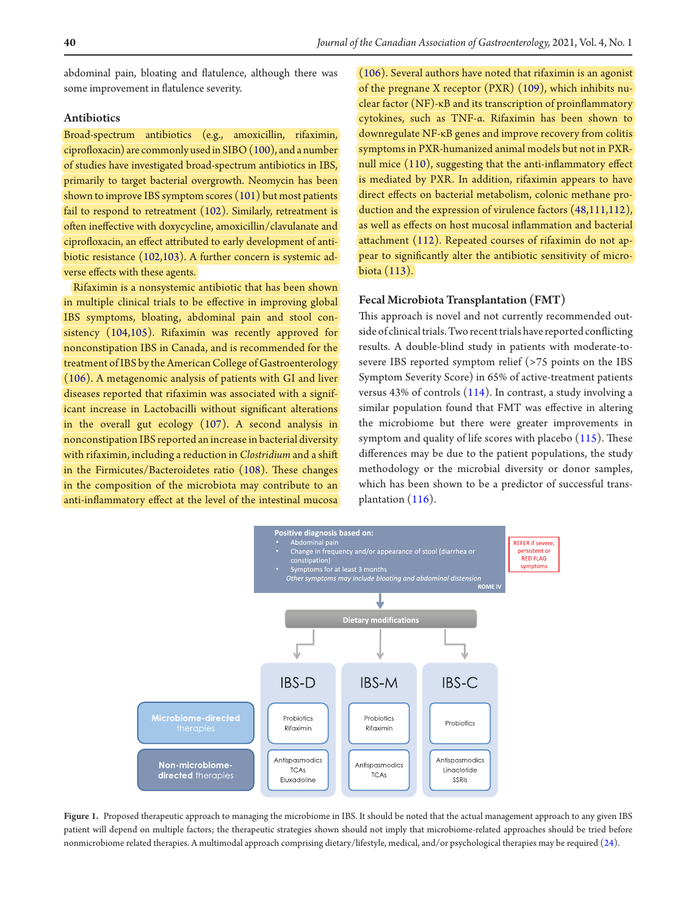abdominal pain, bloating and flatulence, although there was some improvement in flatulence severity.

### Antibiotics

Broad-spectrum antibiotics (e.g., amoxicillin, rifaximin, ciprofloxacin) are commonly used in SIBO (100), and a number of studies have investigated broad-spectrum antibiotics in IBS, primarily to target bacterial overgrowth. Neomycin has been shown to improve IBS symptom scores (101) but most patients fail to respond to retreatment (102). Similarly, retreatment is often ineffective with doxycycline, amoxicillin/clavulanate and ciprofloxacin, an effect attributed to early development of antibiotic resistance (102,103). A further concern is systemic adverse effects with these agents.

Rifaximin is a nonsystemic antibiotic that has been shown in multiple clinical trials to be effective in improving global IBS symptoms, bloating, abdominal pain and stool consistency (104,105). Rifaximin was recently approved for nonconstipation IBS in Canada, and is recommended for the treatment of IBS by the American College of Gastroenterology (106). A metagenomic analysis of patients with GI and liver diseases reported that rifaximin was associated with a significant increase in Lactobacilli without significant alterations in the overall gut ecology (107). A second analysis in nonconstipation IBS reported an increase in bacterial diversity with rifaximin, including a reduction in *Clostridium* and a shift in the Firmicutes/Bacteroidetes ratio (108). These changes in the composition of the microbiota may contribute to an anti-inflammatory effect at the level of the intestinal mucosa (106). Several authors have noted that rifaximin is an agonist of the pregnane X receptor (PXR) (109), which inhibits nuclear factor (NF)-κB and its transcription of proinflammatory cytokines, such as TNF-α. Rifaximin has been shown to downregulate NF-κB genes and improve recovery from colitis symptoms in PXR-humanized animal models but not in PXR-null mice (110), suggesting that the anti-inflammatory effect is mediated by PXR. In addition, rifaximin appears to have direct effects on bacterial metabolism, colonic methane production and the expression of virulence factors (48,111,112), as well as effects on host mucosal inflammation and bacterial attachment (112). Repeated courses of rifaximin do not appear to significantly alter the antibiotic sensitivity of microbiota (113).

### Fecal Microbiota Transplantation (FMT)

This approach is novel and not currently recommended outside of clinical trials. Two recent trials have reported conflicting results. A double-blind study in patients with moderate-to-severe IBS reported symptom relief (>75 points on the IBS Symptom Severity Score) in 65% of active-treatment patients versus 43% of controls (114). In contrast, a study involving a similar population found that FMT was effective in altering the microbiome but there were greater improvements in symptom and quality of life scores with placebo (115). These differences may be due to the patient populations, the study methodology or the microbial diversity or donor samples, which has been shown to be a predictor of successful transplantation (116).

**Positive diagnosis based on:**
- Abdominal pain
- Change in frequency and/or appearance of stool (diarrhea or constipation)
- Symptoms for at least 3 months

*Other symptoms may include bloating and abdominal distension*

ROME IV

REFER if severe, persistent or RED FLAG symptoms

Dietary modifications

| | IBS-D | IBS-M | IBS-C |
|---|---|---|---|
| Microbiome-directed therapies | Probiotics, Rifaximin | Probiotics, Rifaximin | Probiotics |
| Non-microbiome-directed therapies | Antispasmodics, TCAs, Eluxadoline | Antispasmodics, TCAs | Antispasmodics, Linaclotide, SSRIs |

**Figure 1.** Proposed therapeutic approach to managing the microbiome in IBS. It should be noted that the actual management approach to any given IBS patient will depend on multiple factors; the therapeutic strategies shown should not imply that microbiome-related approaches should be tried before nonmicrobiome related therapies. A multimodal approach comprising dietary/lifestyle, medical, and/or psychological therapies may be required (24).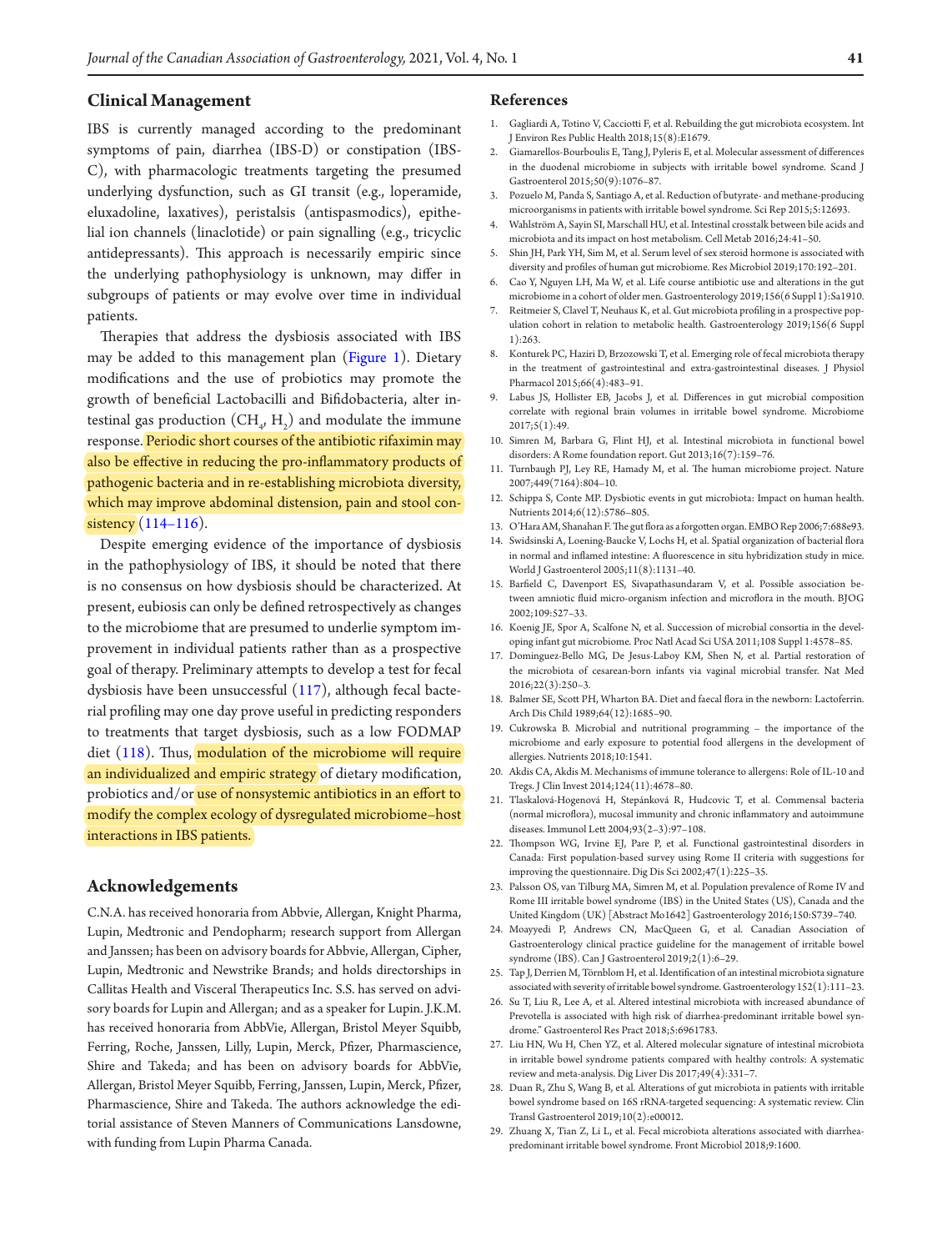## Clinical Management

IBS is currently managed according to the predominant symptoms of pain, diarrhea (IBS-D) or constipation (IBS-C), with pharmacologic treatments targeting the presumed underlying dysfunction, such as GI transit (e.g., loperamide, eluxadoline, laxatives), peristalsis (antispasmodics), epithelial ion channels (linaclotide) or pain signalling (e.g., tricyclic antidepressants). This approach is necessarily empiric since the underlying pathophysiology is unknown, may differ in subgroups of patients or may evolve over time in individual patients.

Therapies that address the dysbiosis associated with IBS may be added to this management plan (Figure 1). Dietary modifications and the use of probiotics may promote the growth of beneficial Lactobacilli and Bifidobacteria, alter intestinal gas production ($CH_4$, $H_2$) and modulate the immune response. Periodic short courses of the antibiotic rifaximin may also be effective in reducing the pro-inflammatory products of pathogenic bacteria and in re-establishing microbiota diversity, which may improve abdominal distension, pain and stool consistency (114–116).

Despite emerging evidence of the importance of dysbiosis in the pathophysiology of IBS, it should be noted that there is no consensus on how dysbiosis should be characterized. At present, eubiosis can only be defined retrospectively as changes to the microbiome that are presumed to underlie symptom improvement in individual patients rather than as a prospective goal of therapy. Preliminary attempts to develop a test for fecal dysbiosis have been unsuccessful (117), although fecal bacterial profiling may one day prove useful in predicting responders to treatments that target dysbiosis, such as a low FODMAP diet (118). Thus, modulation of the microbiome will require an individualized and empiric strategy of dietary modification, probiotics and/or use of nonsystemic antibiotics in an effort to modify the complex ecology of dysregulated microbiome–host interactions in IBS patients.

## Acknowledgements

C.N.A. has received honoraria from Abbvie, Allergan, Knight Pharma, Lupin, Medtronic and Pendopharm; research support from Allergan and Janssen; has been on advisory boards for Abbvie, Allergan, Cipher, Lupin, Medtronic and Newstrike Brands; and holds directorships in Callitas Health and Visceral Therapeutics Inc. S.S. has served on advisory boards for Lupin and Allergan; and as a speaker for Lupin. J.K.M. has received honoraria from AbbVie, Allergan, Bristol Meyer Squibb, Ferring, Roche, Janssen, Lilly, Lupin, Merck, Pfizer, Pharmascience, Shire and Takeda; and has been on advisory boards for AbbVie, Allergan, Bristol Meyer Squibb, Ferring, Janssen, Lupin, Merck, Pfizer, Pharmascience, Shire and Takeda. The authors acknowledge the editorial assistance of Steven Manners of Communications Lansdowne, with funding from Lupin Pharma Canada.

## References

1. Gagliardi A, Totino V, Cacciotti F, et al. Rebuilding the gut microbiota ecosystem. Int J Environ Res Public Health 2018;15(8):E1679.
2. Giamarellos-Bourboulis E, Tang J, Pyleris E, et al. Molecular assessment of differences in the duodenal microbiome in subjects with irritable bowel syndrome. Scand J Gastroenterol 2015;50(9):1076–87.
3. Pozuelo M, Panda S, Santiago A, et al. Reduction of butyrate- and methane-producing microorganisms in patients with irritable bowel syndrome. Sci Rep 2015;5:12693.
4. Wahlström A, Sayin SI, Marschall HU, et al. Intestinal crosstalk between bile acids and microbiota and its impact on host metabolism. Cell Metab 2016;24:41–50.
5. Shin JH, Park YH, Sim M, et al. Serum level of sex steroid hormone is associated with diversity and profiles of human gut microbiome. Res Microbiol 2019;170:192–201.
6. Cao Y, Nguyen LH, Ma W, et al. Life course antibiotic use and alterations in the gut microbiome in a cohort of older men. Gastroenterology 2019;156(6 Suppl 1):Sa1910.
7. Reitmeier S, Clavel T, Neuhaus K, et al. Gut microbiota profiling in a prospective population cohort in relation to metabolic health. Gastroenterology 2019;156(6 Suppl 1):263.
8. Konturek PC, Haziri D, Brzozowski T, et al. Emerging role of fecal microbiota therapy in the treatment of gastrointestinal and extra-gastrointestinal diseases. J Physiol Pharmacol 2015;66(4):483–91.
9. Labus JS, Hollister EB, Jacobs J, et al. Differences in gut microbial composition correlate with regional brain volumes in irritable bowel syndrome. Microbiome 2017;5(1):49.
10. Simren M, Barbara G, Flint HJ, et al. Intestinal microbiota in functional bowel disorders: A Rome foundation report. Gut 2013;16(7):159–76.
11. Turnbaugh PJ, Ley RE, Hamady M, et al. The human microbiome project. Nature 2007;449(7164):804–10.
12. Schippa S, Conte MP. Dysbiotic events in gut microbiota: Impact on human health. Nutrients 2014;6(12):5786–805.
13. O'Hara AM, Shanahan F. The gut flora as a forgotten organ. EMBO Rep 2006;7:688e93.
14. Swidsinski A, Loening-Baucke V, Lochs H, et al. Spatial organization of bacterial flora in normal and inflamed intestine: A fluorescence in situ hybridization study in mice. World J Gastroenterol 2005;11(8):1131–40.
15. Barfield C, Davenport ES, Sivapathasundaram V, et al. Possible association between amniotic fluid micro-organism infection and microflora in the mouth. BJOG 2002;109:527–33.
16. Koenig JE, Spor A, Scalfone N, et al. Succession of microbial consortia in the developing infant gut microbiome. Proc Natl Acad Sci USA 2011;108 Suppl 1:4578–85.
17. Dominguez-Bello MG, De Jesus-Laboy KM, Shen N, et al. Partial restoration of the microbiota of cesarean-born infants via vaginal microbial transfer. Nat Med 2016;22(3):250–3.
18. Balmer SE, Scott PH, Wharton BA. Diet and faecal flora in the newborn: Lactoferrin. Arch Dis Child 1989;64(12):1685–90.
19. Cukrowska B. Microbial and nutritional programming – the importance of the microbiome and early exposure to potential food allergens in the development of allergies. Nutrients 2018;10:1541.
20. Akdis CA, Akdis M. Mechanisms of immune tolerance to allergens: Role of IL-10 and Tregs. J Clin Invest 2014;124(11):4678–80.
21. Tlaskalová-Hogenová H, Stepánková R, Hudcovic T, et al. Commensal bacteria (normal microflora), mucosal immunity and chronic inflammatory and autoimmune diseases. Immunol Lett 2004;93(2–3):97–108.
22. Thompson WG, Irvine EJ, Pare P, et al. Functional gastrointestinal disorders in Canada: First population-based survey using Rome II criteria with suggestions for improving the questionnaire. Dig Dis Sci 2002;47(1):225–35.
23. Palsson OS, van Tilburg MA, Simren M, et al. Population prevalence of Rome IV and Rome III irritable bowel syndrome (IBS) in the United States (US), Canada and the United Kingdom (UK) [Abstract Mo1642] Gastroenterology 2016;150:S739–740.
24. Moayyedi P, Andrews CN, MacQueen G, et al. Canadian Association of Gastroenterology clinical practice guideline for the management of irritable bowel syndrome (IBS). Can J Gastroenterol 2019;2(1):6–29.
25. Tap J, Derrien M, Törnblom H, et al. Identification of an intestinal microbiota signature associated with severity of irritable bowel syndrome. Gastroenterology 152(1):111–23.
26. Su T, Liu R, Lee A, et al. Altered intestinal microbiota with increased abundance of Prevotella is associated with high risk of diarrhea-predominant irritable bowel syndrome." Gastroenterol Res Pract 2018;5:6961783.
27. Liu HN, Wu H, Chen YZ, et al. Altered molecular signature of intestinal microbiota in irritable bowel syndrome patients compared with healthy controls: A systematic review and meta-analysis. Dig Liver Dis 2017;49(4):331–7.
28. Duan R, Zhu S, Wang B, et al. Alterations of gut microbiota in patients with irritable bowel syndrome based on 16S rRNA-targeted sequencing: A systematic review. Clin Transl Gastroenterol 2019;10(2):e00012.
29. Zhuang X, Tian Z, Li L, et al. Fecal microbiota alterations associated with diarrhea-predominant irritable bowel syndrome. Front Microbiol 2018;9:1600.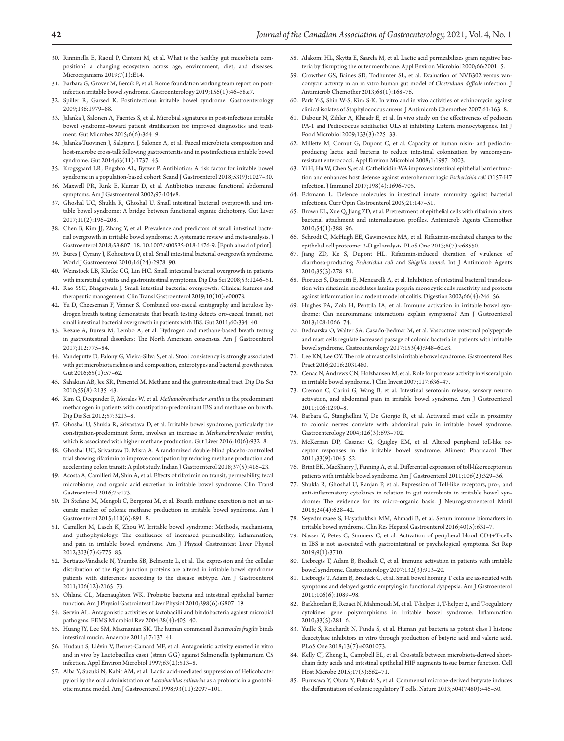30. Rinninella E, Raoul P, Cintoni M, et al. What is the healthy gut microbiota composition? a changing ecosystem across age, environment, diet, and diseases. Microorganisms 2019;7(1):E14.
31. Barbara G, Grover M, Bercik P, et al. Rome foundation working team report on post-infection irritable bowel syndrome. Gastroenterology 2019;156(1):46–58.e7.
32. Spiller R, Garsed K. Postinfectious irritable bowel syndrome. Gastroenterology 2009;136:1979–88.
33. Jalanka J, Salonen A, Fuentes S, et al. Microbial signatures in post-infectious irritable bowel syndrome–toward patient stratification for improved diagnostics and treatment. Gut Microbes 2015;6(6):364–9.
34. Jalanka-Tuovinen J, Salojärvi J, Salonen A, et al. Faecal microbiota composition and host-microbe cross-talk following gastroenteritis and in postinfectious irritable bowel syndrome. Gut 2014;63(11):1737–45.
35. Krogsgaard LR, Engsbro AL, Bytzer P. Antibiotics: A risk factor for irritable bowel syndrome in a population-based cohort. Scand J Gastroenterol 2018;53(9):1027–30.
36. Maxwell PR, Rink E, Kumar D, et al. Antibiotics increase functional abdominal symptoms. Am J Gastroenterol 2002;97:104e8.
37. Ghoshal UC, Shukla R, Ghoshal U. Small intestinal bacterial overgrowth and irritable bowel syndrome: A bridge between functional organic dichotomy. Gut Liver 2017;11(2):196–208.
38. Chen B, Kim JJ, Zhang Y, et al. Prevalence and predictors of small intestinal bacterial overgrowth in irritable bowel syndrome: A systematic review and meta-analysis. J Gastroenterol 2018;53:807–18. 10.1007/s00535-018-1476-9. [Epub ahead of print].
39. Bures J, Cyrany J, Kohoutova D, et al. Small intestinal bacterial overgrowth syndrome. World J Gastroenterol 2010;16(24):2978–90.
40. Weinstock LB, Klutke CG, Lin HC. Small intestinal bacterial overgrowth in patients with interstitial cystitis and gastrointestinal symptoms. Dig Dis Sci 2008;53:1246–51.
41. Rao SSC, Bhagatwala J. Small intestinal bacterial overgrowth: Clinical features and therapeutic management. Clin Transl Gastroenterol 2019;10(10):e00078.
42. Yu D, Cheeseman F, Vanner S. Combined oro-caecal scintigraphy and lactulose hydrogen breath testing demonstrate that breath testing detects oro-caecal transit, not small intestinal bacterial overgrowth in patients with IBS. Gut 2011;60:334–40.
43. Rezaie A, Buresi M, Lembo A, et al. Hydrogen and methane-based breath testing in gastrointestinal disorders: The North American consensus. Am J Gastroenterol 2017;112:775–84.
44. Vandeputte D, Falony G, Vieira-Silva S, et al. Stool consistency is strongly associated with gut microbiota richness and composition, enterotypes and bacterial growth rates. Gut 2016;65(1):57–62.
45. Sahakian AB, Jee SR, Pimentel M. Methane and the gastrointestinal tract. Dig Dis Sci 2010;55(8):2135–43.
46. Kim G, Deepinder F, Morales W, et al. *Methanobrevibacter smithii* is the predominant methanogen in patients with constipation-predominant IBS and methane on breath. Dig Dis Sci 2012;57:3213–8.
47. Ghoshal U, Shukla R, Srivastava D, et al. Irritable bowel syndrome, particularly the constipation-predominant form, involves an increase in *Methanobrevibacter smithii*, which is associated with higher methane production. Gut Liver 2016;10(6):932–8.
48. Ghoshal UC, Srivastava D, Misra A. A randomized double-blind placebo-controlled trial showing rifaximin to improve constipation by reducing methane production and accelerating colon transit: A pilot study. Indian J Gastroenterol 2018;37(5):416–23.
49. Acosta A, Camilleri M, Shin A, et al. Effects of rifaximin on transit, permeability, fecal microbiome, and organic acid excretion in irritable bowel syndrome. Clin Transl Gastroenterol 2016;7:e173.
50. Di Stefano M, Mengoli C, Bergonzi M, et al. Breath methane excretion is not an accurate marker of colonic methane production in irritable bowel syndrome. Am J Gastroenterol 2015;110(6):891–8.
51. Camilleri M, Lasch K, Zhou W. Irritable bowel syndrome: Methods, mechanisms, and pathophysiology. The confluence of increased permeability, inflammation, and pain in irritable bowel syndrome. Am J Physiol Gastrointest Liver Physiol 2012;303(7):G775–85.
52. Bertiaux-Vandaële N, Youmba SB, Belmonte L, et al. The expression and the cellular distribution of the tight junction proteins are altered in irritable bowel syndrome patients with differences according to the disease subtype. Am J Gastroenterol 2011;106(12):2165–73.
53. Ohland CL, Macnaughton WK. Probiotic bacteria and intestinal epithelial barrier function. Am J Physiol Gastrointest Liver Physiol 2010;298(6):G807–19.
54. Servin AL. Antagonistic activities of lactobacilli and bifidobacteria against microbial pathogens. FEMS Microbiol Rev 2004;28(4):405–40.
55. Huang JY, Lee SM, Mazmanian SK. The human commensal *Bacteroides fragilis* binds intestinal mucin. Anaerobe 2011;17:137–41.
56. Hudault S, Liévin V, Bernet-Camard MF, et al. Antagonistic activity exerted in vitro and in vivo by Lactobacillus casei (strain GG) against Salmonella typhimurium C5 infection. Appl Environ Microbiol 1997;63(2):513–8.
57. Aiba Y, Suzuki N, Kabir AM, et al. Lactic acid-mediated suppression of Helicobacter pylori by the oral administration of *Lactobacillus salivarius* as a probiotic in a gnotobiotic murine model. Am J Gastroenterol 1998;93(11):2097–101.
58. Alakomi HL, Skytta E, Saarela M, et al. Lactic acid permeabilizes gram negative bacteria by disrupting the outer membrane. Appl Environ Microbiol 2000;66:2001–5.
59. Crowther GS, Baines SD, Todhunter SL, et al. Evaluation of NVB302 versus vancomycin activity in an in vitro human gut model of *Clostridium difficile* infection. J Antimicrob Chemother 2013;68(1):168–76.
60. Park Y-S, Shin W-S, Kim S-K. In vitro and in vivo activities of echinomycin against clinical isolates of Staphylococcus aureus. J Antimicrob Chemother 2007;61:163–8.
61. Dabour N, Zihler A, Kheadr E, et al. In vivo study on the effectiveness of pediocin PA-1 and Pediococcus acidilactici UL5 at inhibiting Listeria monocytogenes. Int J Food Microbiol 2009;133(3):225–33.
62. Millette M, Cornut G, Dupont C, et al. Capacity of human nisin- and pediocin-producing lactic acid bacteria to reduce intestinal colonization by vancomycin-resistant enterococci. Appl Environ Microbiol 2008;1:1997–2003.
63. Yi H, Hu W, Chen S, et al. Cathelicidin-WA improves intestinal epithelial barrier function and enhances host defense against enterohemorrhagic *Escherichia coli* O157:H7 infection. J Immunol 2017;198(4):1696–705.
64. Eckmann L. Defence molecules in intestinal innate immunity against bacterial infections. Curr Opin Gastroenterol 2005;21:147–51.
65. Brown EL, Xue Q, Jiang ZD, et al. Pretreatment of epithelial cells with rifaximin alters bacterial attachment and internalization profiles. Antimicrob Agents Chemother 2010;54(1):388–96.
66. Schrodt C, McHugh EE, Gawinowicz MA, et al. Rifaximin-mediated changes to the epithelial cell proteome: 2-D gel analysis. PLoS One 2013;8(7):e68550.
67. Jiang ZD, Ke S, Dupont HL. Rifaximin-induced alteration of virulence of diarrhoea-producing *Escherichia coli* and *Shigella sonnei*. Int J Antimicrob Agents 2010;35(3):278–81.
68. Fiorucci S, Distrutti E, Mencarelli A, et al. Inhibition of intestinal bacterial translocation with rifaximin modulates lamina propria monocytic cells reactivity and protects against inflammation in a rodent model of colitis. Digestion 2002;66(4):246–56.
69. Hughes PA, Zola H, Penttila IA, et al. Immune activation in irritable bowel syndrome: Can neuroimmune interactions explain symptoms? Am J Gastroenterol 2013;108:1066–74.
70. Bednarska O, Walter SA, Casado-Bedmar M, et al. Vasoactive intestinal polypeptide and mast cells regulate increased passage of colonic bacteria in patients with irritable bowel syndrome. Gastroenterology 2017;153(4):948–60.e3.
71. Lee KN, Lee OY. The role of mast cells in irritable bowel syndrome. Gastroenterol Res Pract 2016;2016:2031480.
72. Cenac N, Andrews CN, Holzhausen M, et al. Role for protease activity in visceral pain in irritable bowel syndrome. J Clin Invest 2007;117:636–47.
73. Cremon C, Carini G, Wang B, et al. Intestinal serotonin release, sensory neuron activation, and abdominal pain in irritable bowel syndrome. Am J Gastroenterol 2011;106:1290–8.
74. Barbara G, Stanghellini V, De Giorgio R, et al. Activated mast cells in proximity to colonic nerves correlate with abdominal pain in irritable bowel syndrome. Gastroenterology 2004;126(3):693–702.
75. McKernan DP, Gaszner G, Quigley EM, et al. Altered peripheral toll-like receptor responses in the irritable bowel syndrome. Aliment Pharmacol Ther 2011;33(9):1045–52.
76. Brint EK, MacSharry J, Fanning A, et al. Differential expression of toll-like receptors in patients with irritable bowel syndrome. Am J Gastroenterol 2011;106(2):329–36.
77. Shukla R, Ghoshal U, Ranjan P, et al. Expression of Toll-like receptors, pro-, and anti-inflammatory cytokines in relation to gut microbiota in irritable bowel syndrome: The evidence for its micro-organic basis. J Neurogastroenterol Motil 2018;24(4):628–42.
78. Seyedmirzaee S, Hayatbakhsh MM, Ahmadi B, et al. Serum immune biomarkers in irritable bowel syndrome. Clin Res Hepatol Gastroenterol 2016;40(5):631–7.
79. Nasser Y, Petes C, Simmers C, et al. Activation of peripheral blood CD4+T-cells in IBS is not associated with gastrointestinal or psychological symptoms. Sci Rep 2019;9(1):3710.
80. Liebregts T, Adam B, Bredack C, et al. Immune activation in patients with irritable bowel syndrome. Gastroenterology 2007;132(3):913–20.
81. Liebregts T, Adam B, Bredack C, et al. Small bowel homing T cells are associated with symptoms and delayed gastric emptying in functional dyspepsia. Am J Gastroenterol 2011;106(6):1089–98.
82. Barkhordari E, Rezaei N, Mahmoudi M, et al. T-helper 1, T-helper 2, and T-regulatory cytokines gene polymorphisms in irritable bowel syndrome. Inflammation 2010;33(5):281–6.
83. Yuille S, Reichardt N, Panda S, et al. Human gut bacteria as potent class I histone deacetylase inhibitors in vitro through production of butyric acid and valeric acid. PLoS One 2018;13(7):e0201073.
84. Kelly CJ, Zheng L, Campbell EL, et al. Crosstalk between microbiota-derived short-chain fatty acids and intestinal epithelial HIF augments tissue barrier function. Cell Host Microbe 2015;17(5):662–71.
85. Furusawa Y, Obata Y, Fukuda S, et al. Commensal microbe-derived butyrate induces the differentiation of colonic regulatory T cells. Nature 2013;504(7480):446–50.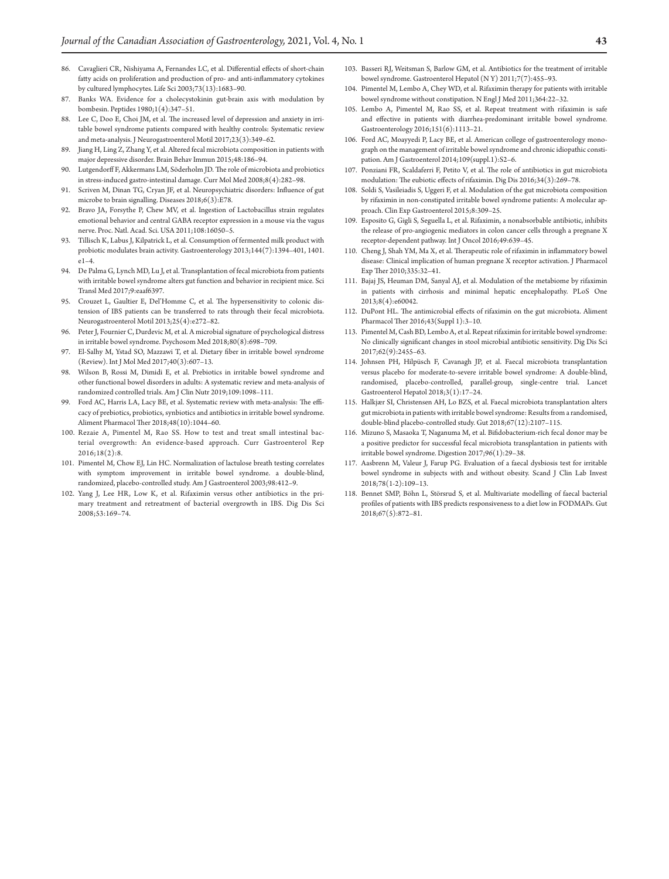86. Cavaglieri CR, Nishiyama A, Fernandes LC, et al. Differential effects of short-chain fatty acids on proliferation and production of pro- and anti-inflammatory cytokines by cultured lymphocytes. Life Sci 2003;73(13):1683–90.
87. Banks WA. Evidence for a cholecystokinin gut-brain axis with modulation by bombesin. Peptides 1980;1(4):347–51.
88. Lee C, Doo E, Choi JM, et al. The increased level of depression and anxiety in irritable bowel syndrome patients compared with healthy controls: Systematic review and meta-analysis. J Neurogastroenterol Motil 2017;23(3):349–62.
89. Jiang H, Ling Z, Zhang Y, et al. Altered fecal microbiota composition in patients with major depressive disorder. Brain Behav Immun 2015;48:186–94.
90. Lutgendorff F, Akkermans LM, Söderholm JD. The role of microbiota and probiotics in stress-induced gastro-intestinal damage. Curr Mol Med 2008;8(4):282–98.
91. Scriven M, Dinan TG, Cryan JF, et al. Neuropsychiatric disorders: Influence of gut microbe to brain signalling. Diseases 2018;6(3):E78.
92. Bravo JA, Forsythe P, Chew MV, et al. Ingestion of Lactobacillus strain regulates emotional behavior and central GABA receptor expression in a mouse via the vagus nerve. Proc. Natl. Acad. Sci. USA 2011;108:16050–5.
93. Tillisch K, Labus J, Kilpatrick L, et al. Consumption of fermented milk product with probiotic modulates brain activity. Gastroenterology 2013;144(7):1394–401, 1401.e1–4.
94. De Palma G, Lynch MD, Lu J, et al. Transplantation of fecal microbiota from patients with irritable bowel syndrome alters gut function and behavior in recipient mice. Sci Transl Med 2017;9:eaaf6397.
95. Crouzet L, Gaultier E, Del'Homme C, et al. The hypersensitivity to colonic distension of IBS patients can be transferred to rats through their fecal microbiota. Neurogastroenterol Motil 2013;25(4):e272–82.
96. Peter J, Fournier C, Durdevic M, et al. A microbial signature of psychological distress in irritable bowel syndrome. Psychosom Med 2018;80(8):698–709.
97. El-Salhy M, Ystad SO, Mazzawi T, et al. Dietary fiber in irritable bowel syndrome (Review). Int J Mol Med 2017;40(3):607–13.
98. Wilson B, Rossi M, Dimidi E, et al. Prebiotics in irritable bowel syndrome and other functional bowel disorders in adults: A systematic review and meta-analysis of randomized controlled trials. Am J Clin Nutr 2019;109:1098–111.
99. Ford AC, Harris LA, Lacy BE, et al. Systematic review with meta-analysis: The efficacy of prebiotics, probiotics, synbiotics and antibiotics in irritable bowel syndrome. Aliment Pharmacol Ther 2018;48(10):1044–60.
100. Rezaie A, Pimentel M, Rao SS. How to test and treat small intestinal bacterial overgrowth: An evidence-based approach. Curr Gastroenterol Rep 2016;18(2):8.
101. Pimentel M, Chow EJ, Lin HC. Normalization of lactulose breath testing correlates with symptom improvement in irritable bowel syndrome. a double-blind, randomized, placebo-controlled study. Am J Gastroenterol 2003;98:412–9.
102. Yang J, Lee HR, Low K, et al. Rifaximin versus other antibiotics in the primary treatment and retreatment of bacterial overgrowth in IBS. Dig Dis Sci 2008;53:169–74.
103. Basseri RJ, Weitsman S, Barlow GM, et al. Antibiotics for the treatment of irritable bowel syndrome. Gastroenterol Hepatol (N Y) 2011;7(7):455–93.
104. Pimentel M, Lembo A, Chey WD, et al. Rifaximin therapy for patients with irritable bowel syndrome without constipation. N Engl J Med 2011;364:22–32.
105. Lembo A, Pimentel M, Rao SS, et al. Repeat treatment with rifaximin is safe and effective in patients with diarrhea-predominant irritable bowel syndrome. Gastroenterology 2016;151(6):1113–21.
106. Ford AC, Moayyedi P, Lacy BE, et al. American college of gastroenterology monograph on the management of irritable bowel syndrome and chronic idiopathic constipation. Am J Gastroenterol 2014;109(suppl.1):S2–6.
107. Ponziani FR, Scaldaferri F, Petito V, et al. The role of antibiotics in gut microbiota modulation: The eubiotic effects of rifaximin. Dig Dis 2016;34(3):269–78.
108. Soldi S, Vasileiadis S, Uggeri F, et al. Modulation of the gut microbiota composition by rifaximin in non-constipated irritable bowel syndrome patients: A molecular approach. Clin Exp Gastroenterol 2015;8:309–25.
109. Esposito G, Gigli S, Seguella L, et al. Rifaximin, a nonabsorbable antibiotic, inhibits the release of pro-angiogenic mediators in colon cancer cells through a pregnane X receptor-dependent pathway. Int J Oncol 2016;49:639–45.
110. Cheng J, Shah YM, Ma X, et al. Therapeutic role of rifaximin in inflammatory bowel disease: Clinical implication of human pregnane X receptor activation. J Pharmacol Exp Ther 2010;335:32–41.
111. Bajaj JS, Heuman DM, Sanyal AJ, et al. Modulation of the metabiome by rifaximin in patients with cirrhosis and minimal hepatic encephalopathy. PLoS One 2013;8(4):e60042.
112. DuPont HL. The antimicrobial effects of rifaximin on the gut microbiota. Aliment Pharmacol Ther 2016;43(Suppl 1):3–10.
113. Pimentel M, Cash BD, Lembo A, et al. Repeat rifaximin for irritable bowel syndrome: No clinically significant changes in stool microbial antibiotic sensitivity. Dig Dis Sci 2017;62(9):2455–63.
114. Johnsen PH, Hilpüsch F, Cavanagh JP, et al. Faecal microbiota transplantation versus placebo for moderate-to-severe irritable bowel syndrome: A double-blind, randomised, placebo-controlled, parallel-group, single-centre trial. Lancet Gastroenterol Hepatol 2018;3(1):17–24.
115. Halkjær SI, Christensen AH, Lo BZS, et al. Faecal microbiota transplantation alters gut microbiota in patients with irritable bowel syndrome: Results from a randomised, double-blind placebo-controlled study. Gut 2018;67(12):2107–115.
116. Mizuno S, Masaoka T, Naganuma M, et al. Bifidobacterium-rich fecal donor may be a positive predictor for successful fecal microbiota transplantation in patients with irritable bowel syndrome. Digestion 2017;96(1):29–38.
117. Aasbrenn M, Valeur J, Farup PG. Evaluation of a faecal dysbiosis test for irritable bowel syndrome in subjects with and without obesity. Scand J Clin Lab Invest 2018;78(1-2):109–13.
118. Bennet SMP, Böhn L, Störsrud S, et al. Multivariate modelling of faecal bacterial profiles of patients with IBS predicts responsiveness to a diet low in FODMAPs. Gut 2018;67(5):872–81.